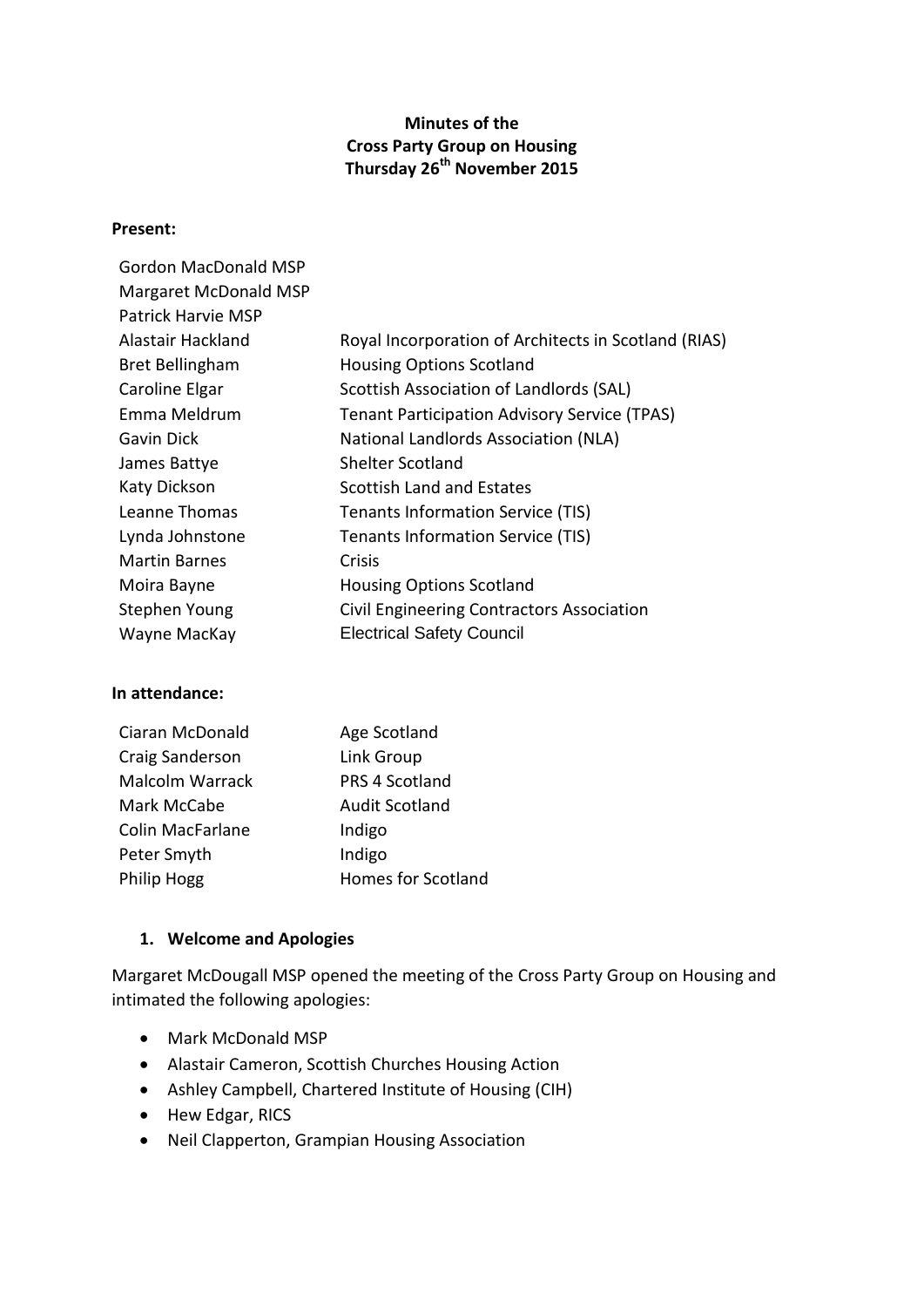**Minutes of the**
**Cross Party Group on Housing**
**Thursday 26th November 2015**

**Present:**

| | |
|---|---|
| Gordon MacDonald MSP | |
| Margaret McDonald MSP | |
| Patrick Harvie MSP | |
| Alastair Hackland | Royal Incorporation of Architects in Scotland (RIAS) |
| Bret Bellingham | Housing Options Scotland |
| Caroline Elgar | Scottish Association of Landlords (SAL) |
| Emma Meldrum | Tenant Participation Advisory Service (TPAS) |
| Gavin Dick | National Landlords Association (NLA) |
| James Battye | Shelter Scotland |
| Katy Dickson | Scottish Land and Estates |
| Leanne Thomas | Tenants Information Service (TIS) |
| Lynda Johnstone | Tenants Information Service (TIS) |
| Martin Barnes | Crisis |
| Moira Bayne | Housing Options Scotland |
| Stephen Young | Civil Engineering Contractors Association |
| Wayne MacKay | Electrical Safety Council |

**In attendance:**

| | |
|---|---|
| Ciaran McDonald | Age Scotland |
| Craig Sanderson | Link Group |
| Malcolm Warrack | PRS 4 Scotland |
| Mark McCabe | Audit Scotland |
| Colin MacFarlane | Indigo |
| Peter Smyth | Indigo |
| Philip Hogg | Homes for Scotland |

## 1. Welcome and Apologies

Margaret McDougall MSP opened the meeting of the Cross Party Group on Housing and intimated the following apologies:

- Mark McDonald MSP
- Alastair Cameron, Scottish Churches Housing Action
- Ashley Campbell, Chartered Institute of Housing (CIH)
- Hew Edgar, RICS
- Neil Clapperton, Grampian Housing Association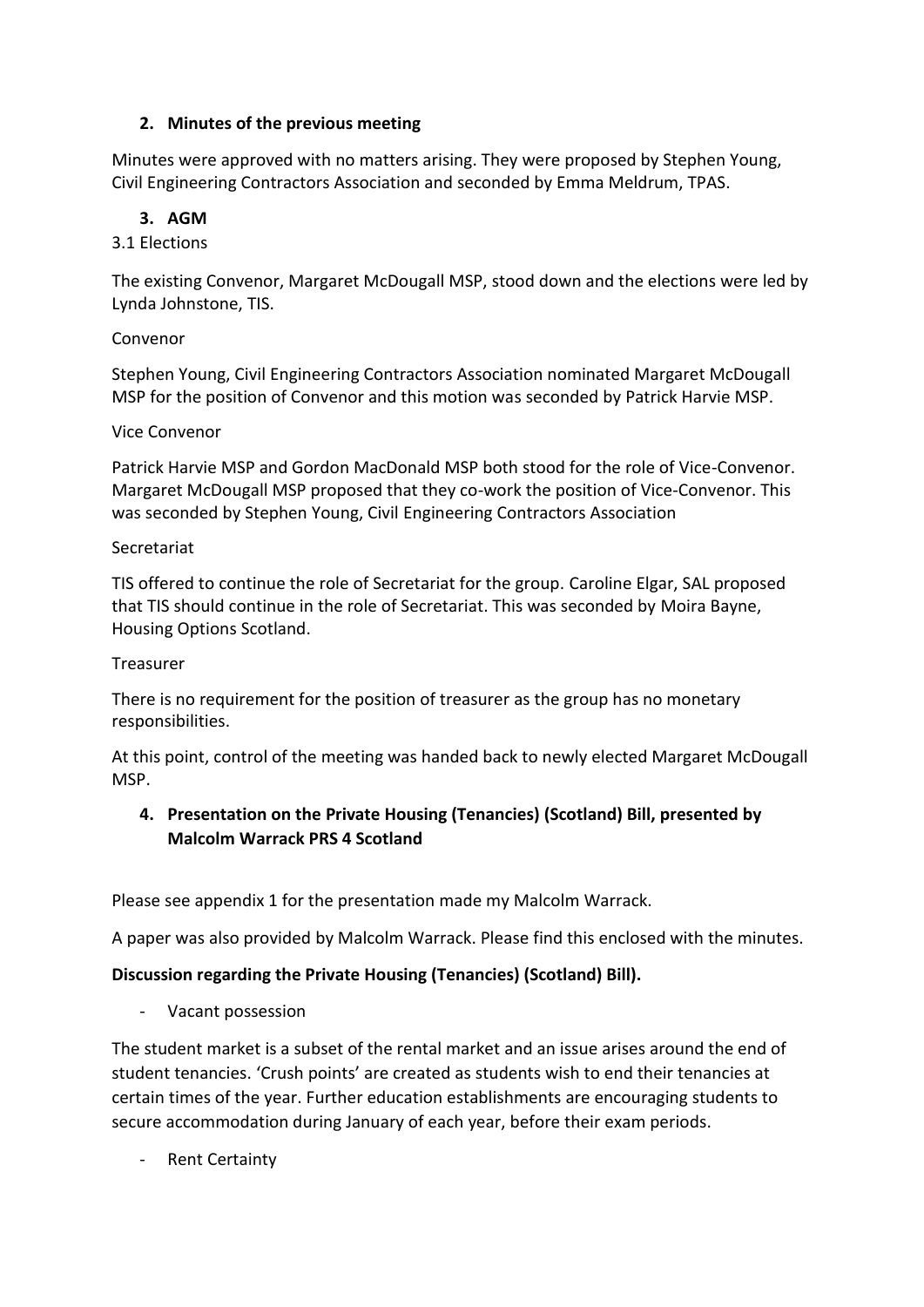## 2. Minutes of the previous meeting

Minutes were approved with no matters arising. They were proposed by Stephen Young, Civil Engineering Contractors Association and seconded by Emma Meldrum, TPAS.

## 3. AGM

3.1 Elections

The existing Convenor, Margaret McDougall MSP, stood down and the elections were led by Lynda Johnstone, TIS.

Convenor

Stephen Young, Civil Engineering Contractors Association nominated Margaret McDougall MSP for the position of Convenor and this motion was seconded by Patrick Harvie MSP.

Vice Convenor

Patrick Harvie MSP and Gordon MacDonald MSP both stood for the role of Vice-Convenor. Margaret McDougall MSP proposed that they co-work the position of Vice-Convenor. This was seconded by Stephen Young, Civil Engineering Contractors Association

Secretariat

TIS offered to continue the role of Secretariat for the group. Caroline Elgar, SAL proposed that TIS should continue in the role of Secretariat. This was seconded by Moira Bayne, Housing Options Scotland.

Treasurer

There is no requirement for the position of treasurer as the group has no monetary responsibilities.

At this point, control of the meeting was handed back to newly elected Margaret McDougall MSP.

## 4. Presentation on the Private Housing (Tenancies) (Scotland) Bill, presented by Malcolm Warrack PRS 4 Scotland

Please see appendix 1 for the presentation made my Malcolm Warrack.

A paper was also provided by Malcolm Warrack. Please find this enclosed with the minutes.

**Discussion regarding the Private Housing (Tenancies) (Scotland) Bill).**

- Vacant possession

The student market is a subset of the rental market and an issue arises around the end of student tenancies. 'Crush points' are created as students wish to end their tenancies at certain times of the year. Further education establishments are encouraging students to secure accommodation during January of each year, before their exam periods.

- Rent Certainty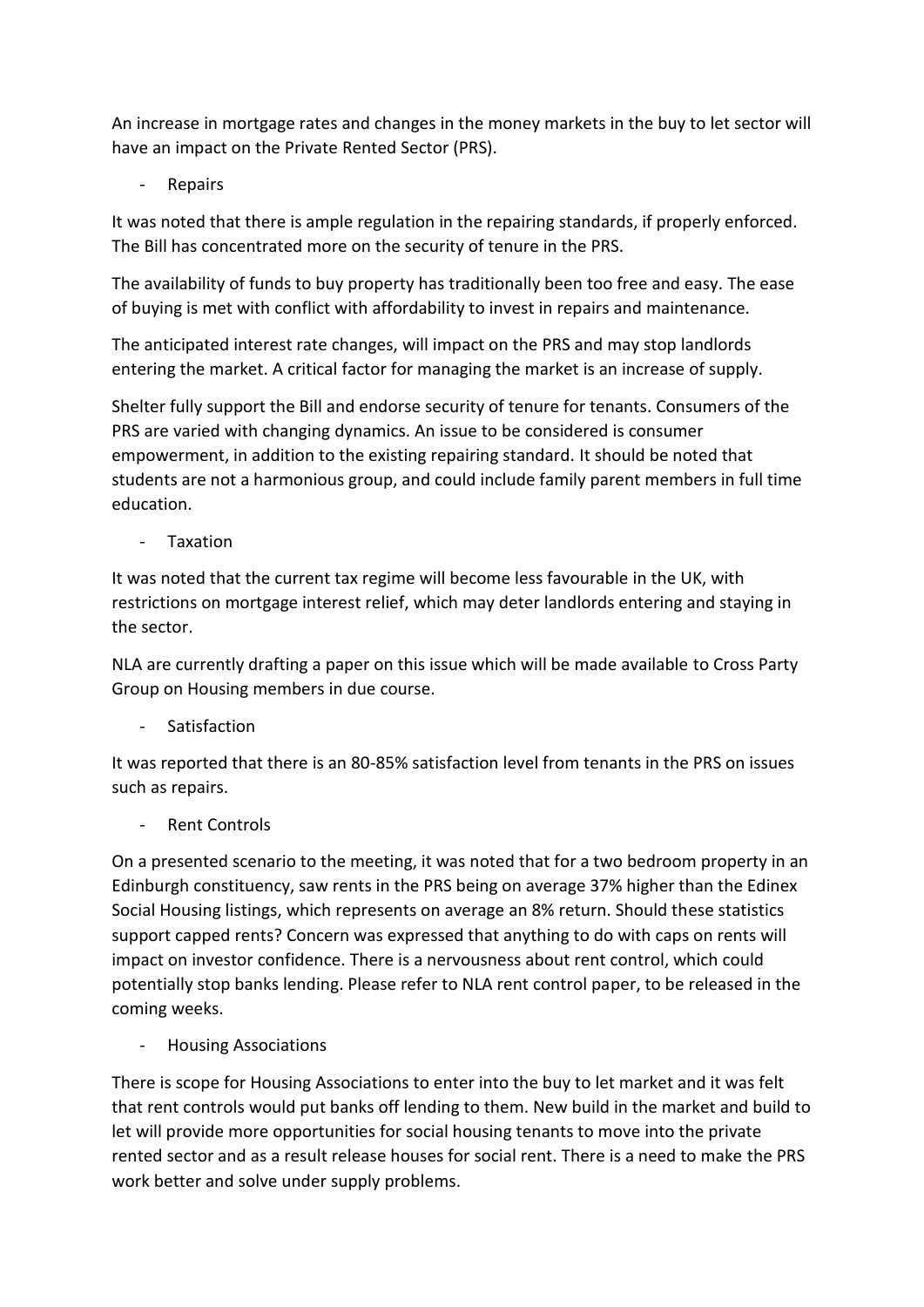An increase in mortgage rates and changes in the money markets in the buy to let sector will have an impact on the Private Rented Sector (PRS).

- Repairs

It was noted that there is ample regulation in the repairing standards, if properly enforced. The Bill has concentrated more on the security of tenure in the PRS.

The availability of funds to buy property has traditionally been too free and easy. The ease of buying is met with conflict with affordability to invest in repairs and maintenance.

The anticipated interest rate changes, will impact on the PRS and may stop landlords entering the market. A critical factor for managing the market is an increase of supply.

Shelter fully support the Bill and endorse security of tenure for tenants. Consumers of the PRS are varied with changing dynamics. An issue to be considered is consumer empowerment, in addition to the existing repairing standard. It should be noted that students are not a harmonious group, and could include family parent members in full time education.

- Taxation

It was noted that the current tax regime will become less favourable in the UK, with restrictions on mortgage interest relief, which may deter landlords entering and staying in the sector.

NLA are currently drafting a paper on this issue which will be made available to Cross Party Group on Housing members in due course.

- Satisfaction

It was reported that there is an 80-85% satisfaction level from tenants in the PRS on issues such as repairs.

- Rent Controls

On a presented scenario to the meeting, it was noted that for a two bedroom property in an Edinburgh constituency, saw rents in the PRS being on average 37% higher than the Edinex Social Housing listings, which represents on average an 8% return. Should these statistics support capped rents? Concern was expressed that anything to do with caps on rents will impact on investor confidence. There is a nervousness about rent control, which could potentially stop banks lending. Please refer to NLA rent control paper, to be released in the coming weeks.

- Housing Associations

There is scope for Housing Associations to enter into the buy to let market and it was felt that rent controls would put banks off lending to them. New build in the market and build to let will provide more opportunities for social housing tenants to move into the private rented sector and as a result release houses for social rent. There is a need to make the PRS work better and solve under supply problems.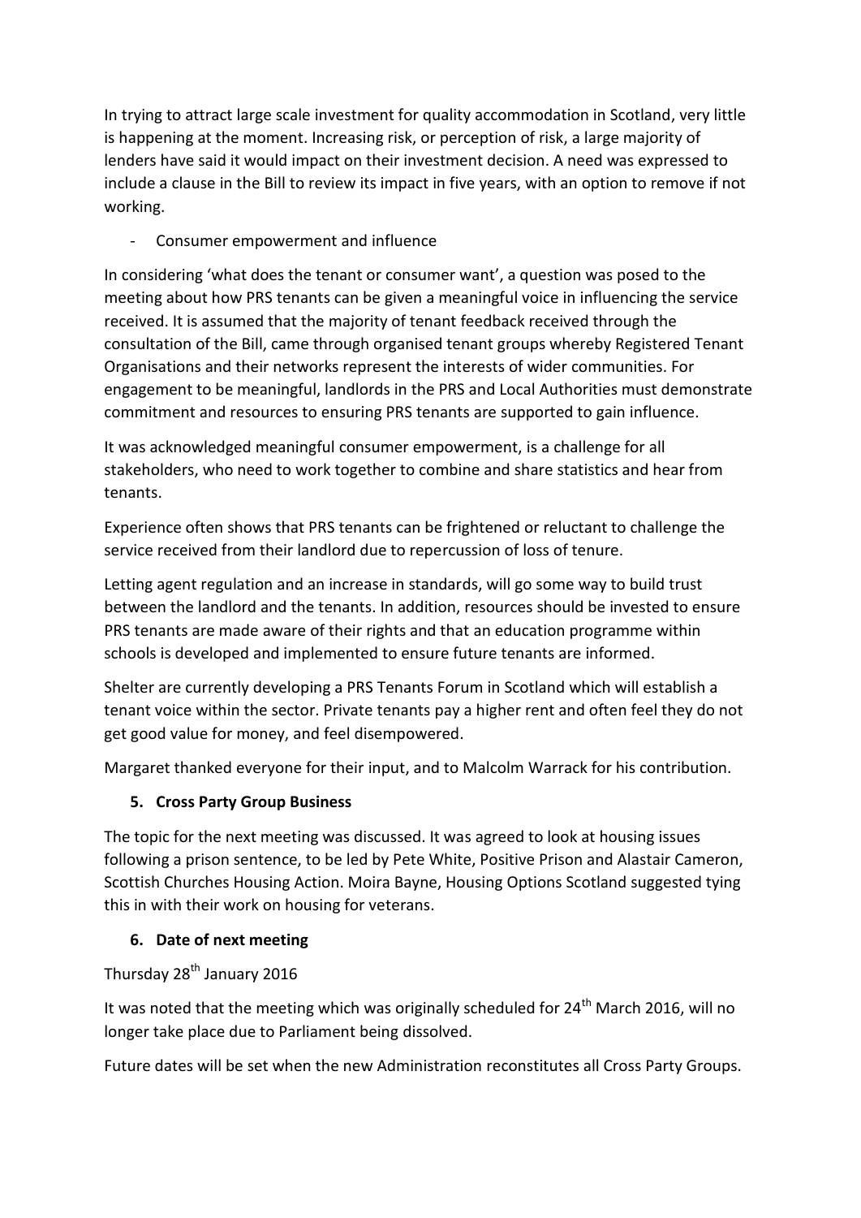In trying to attract large scale investment for quality accommodation in Scotland, very little is happening at the moment. Increasing risk, or perception of risk, a large majority of lenders have said it would impact on their investment decision. A need was expressed to include a clause in the Bill to review its impact in five years, with an option to remove if not working.

- Consumer empowerment and influence

In considering 'what does the tenant or consumer want', a question was posed to the meeting about how PRS tenants can be given a meaningful voice in influencing the service received. It is assumed that the majority of tenant feedback received through the consultation of the Bill, came through organised tenant groups whereby Registered Tenant Organisations and their networks represent the interests of wider communities. For engagement to be meaningful, landlords in the PRS and Local Authorities must demonstrate commitment and resources to ensuring PRS tenants are supported to gain influence.

It was acknowledged meaningful consumer empowerment, is a challenge for all stakeholders, who need to work together to combine and share statistics and hear from tenants.

Experience often shows that PRS tenants can be frightened or reluctant to challenge the service received from their landlord due to repercussion of loss of tenure.

Letting agent regulation and an increase in standards, will go some way to build trust between the landlord and the tenants. In addition, resources should be invested to ensure PRS tenants are made aware of their rights and that an education programme within schools is developed and implemented to ensure future tenants are informed.

Shelter are currently developing a PRS Tenants Forum in Scotland which will establish a tenant voice within the sector. Private tenants pay a higher rent and often feel they do not get good value for money, and feel disempowered.

Margaret thanked everyone for their input, and to Malcolm Warrack for his contribution.

## 5. Cross Party Group Business

The topic for the next meeting was discussed. It was agreed to look at housing issues following a prison sentence, to be led by Pete White, Positive Prison and Alastair Cameron, Scottish Churches Housing Action. Moira Bayne, Housing Options Scotland suggested tying this in with their work on housing for veterans.

## 6. Date of next meeting

Thursday 28th January 2016

It was noted that the meeting which was originally scheduled for 24th March 2016, will no longer take place due to Parliament being dissolved.

Future dates will be set when the new Administration reconstitutes all Cross Party Groups.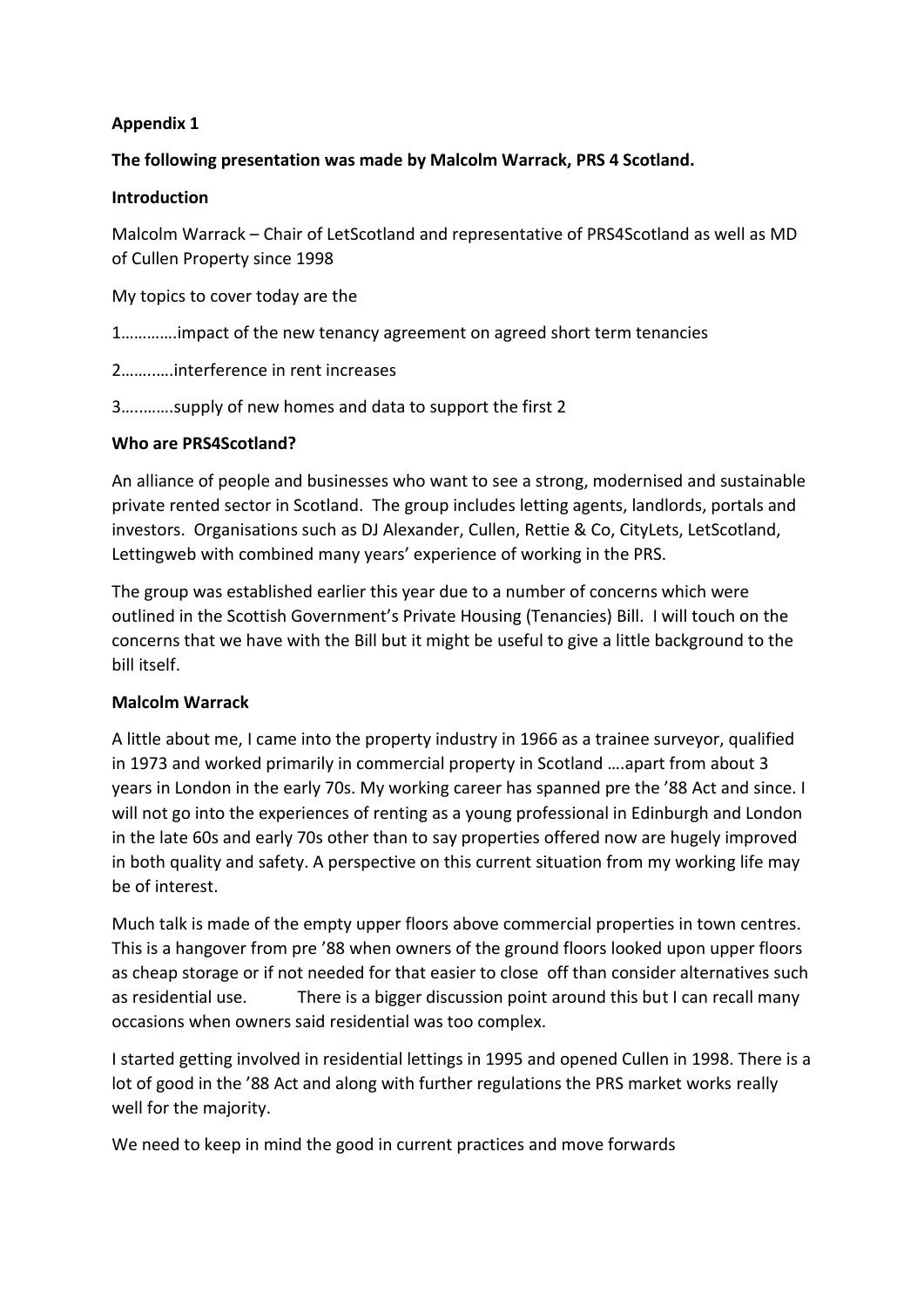**Appendix 1**

**The following presentation was made by Malcolm Warrack, PRS 4 Scotland.**

**Introduction**

Malcolm Warrack – Chair of LetScotland and representative of PRS4Scotland as well as MD of Cullen Property since 1998

My topics to cover today are the

1………….impact of the new tenancy agreement on agreed short term tenancies

2………..interference in rent increases

3………..supply of new homes and data to support the first 2

**Who are PRS4Scotland?**

An alliance of people and businesses who want to see a strong, modernised and sustainable private rented sector in Scotland. The group includes letting agents, landlords, portals and investors. Organisations such as DJ Alexander, Cullen, Rettie & Co, CityLets, LetScotland, Lettingweb with combined many years' experience of working in the PRS.

The group was established earlier this year due to a number of concerns which were outlined in the Scottish Government's Private Housing (Tenancies) Bill. I will touch on the concerns that we have with the Bill but it might be useful to give a little background to the bill itself.

**Malcolm Warrack**

A little about me, I came into the property industry in 1966 as a trainee surveyor, qualified in 1973 and worked primarily in commercial property in Scotland ….apart from about 3 years in London in the early 70s. My working career has spanned pre the '88 Act and since. I will not go into the experiences of renting as a young professional in Edinburgh and London in the late 60s and early 70s other than to say properties offered now are hugely improved in both quality and safety. A perspective on this current situation from my working life may be of interest.

Much talk is made of the empty upper floors above commercial properties in town centres. This is a hangover from pre '88 when owners of the ground floors looked upon upper floors as cheap storage or if not needed for that easier to close off than consider alternatives such as residential use. There is a bigger discussion point around this but I can recall many occasions when owners said residential was too complex.

I started getting involved in residential lettings in 1995 and opened Cullen in 1998. There is a lot of good in the '88 Act and along with further regulations the PRS market works really well for the majority.

We need to keep in mind the good in current practices and move forwards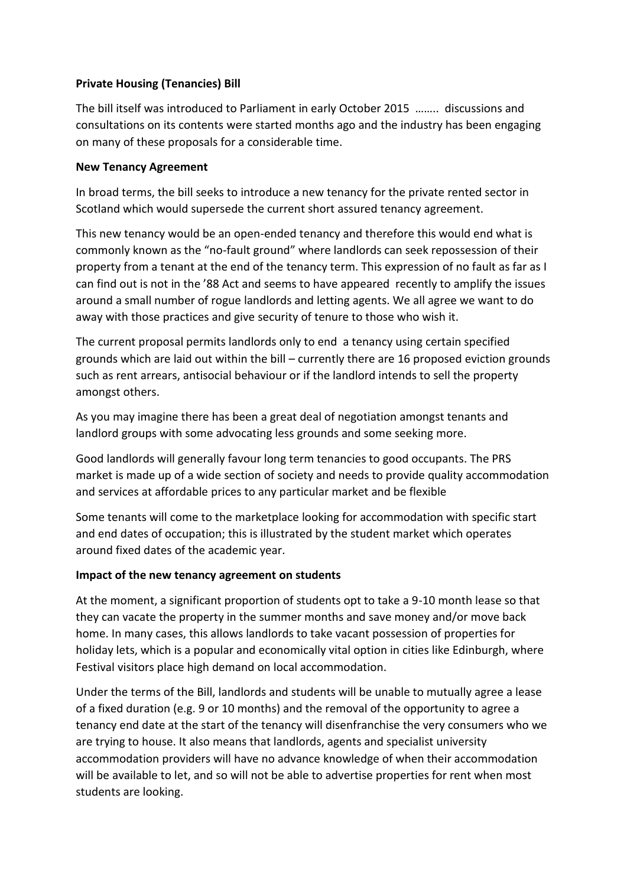**Private Housing (Tenancies) Bill**

The bill itself was introduced to Parliament in early October 2015 …….. discussions and consultations on its contents were started months ago and the industry has been engaging on many of these proposals for a considerable time.

**New Tenancy Agreement**

In broad terms, the bill seeks to introduce a new tenancy for the private rented sector in Scotland which would supersede the current short assured tenancy agreement.

This new tenancy would be an open-ended tenancy and therefore this would end what is commonly known as the "no-fault ground" where landlords can seek repossession of their property from a tenant at the end of the tenancy term. This expression of no fault as far as I can find out is not in the '88 Act and seems to have appeared recently to amplify the issues around a small number of rogue landlords and letting agents. We all agree we want to do away with those practices and give security of tenure to those who wish it.

The current proposal permits landlords only to end a tenancy using certain specified grounds which are laid out within the bill – currently there are 16 proposed eviction grounds such as rent arrears, antisocial behaviour or if the landlord intends to sell the property amongst others.

As you may imagine there has been a great deal of negotiation amongst tenants and landlord groups with some advocating less grounds and some seeking more.

Good landlords will generally favour long term tenancies to good occupants. The PRS market is made up of a wide section of society and needs to provide quality accommodation and services at affordable prices to any particular market and be flexible

Some tenants will come to the marketplace looking for accommodation with specific start and end dates of occupation; this is illustrated by the student market which operates around fixed dates of the academic year.

**Impact of the new tenancy agreement on students**

At the moment, a significant proportion of students opt to take a 9-10 month lease so that they can vacate the property in the summer months and save money and/or move back home. In many cases, this allows landlords to take vacant possession of properties for holiday lets, which is a popular and economically vital option in cities like Edinburgh, where Festival visitors place high demand on local accommodation.

Under the terms of the Bill, landlords and students will be unable to mutually agree a lease of a fixed duration (e.g. 9 or 10 months) and the removal of the opportunity to agree a tenancy end date at the start of the tenancy will disenfranchise the very consumers who we are trying to house. It also means that landlords, agents and specialist university accommodation providers will have no advance knowledge of when their accommodation will be available to let, and so will not be able to advertise properties for rent when most students are looking.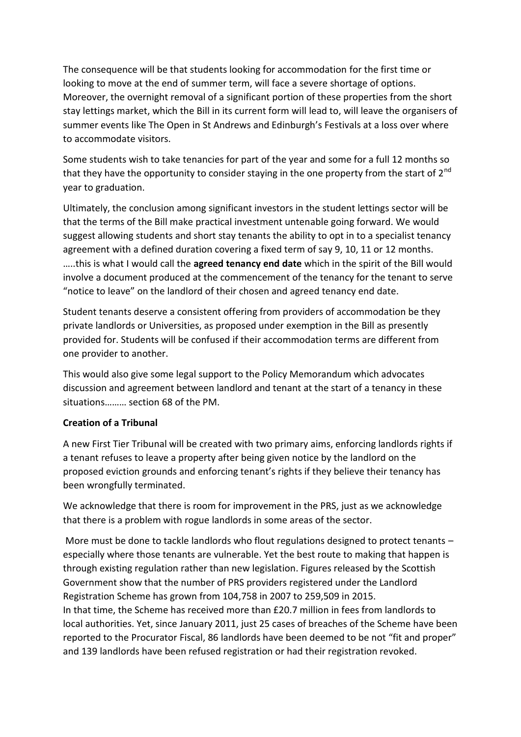The consequence will be that students looking for accommodation for the first time or looking to move at the end of summer term, will face a severe shortage of options. Moreover, the overnight removal of a significant portion of these properties from the short stay lettings market, which the Bill in its current form will lead to, will leave the organisers of summer events like The Open in St Andrews and Edinburgh's Festivals at a loss over where to accommodate visitors.

Some students wish to take tenancies for part of the year and some for a full 12 months so that they have the opportunity to consider staying in the one property from the start of 2nd year to graduation.

Ultimately, the conclusion among significant investors in the student lettings sector will be that the terms of the Bill make practical investment untenable going forward. We would suggest allowing students and short stay tenants the ability to opt in to a specialist tenancy agreement with a defined duration covering a fixed term of say 9, 10, 11 or 12 months. …..this is what I would call the **agreed tenancy end date** which in the spirit of the Bill would involve a document produced at the commencement of the tenancy for the tenant to serve "notice to leave" on the landlord of their chosen and agreed tenancy end date.

Student tenants deserve a consistent offering from providers of accommodation be they private landlords or Universities, as proposed under exemption in the Bill as presently provided for. Students will be confused if their accommodation terms are different from one provider to another.

This would also give some legal support to the Policy Memorandum which advocates discussion and agreement between landlord and tenant at the start of a tenancy in these situations……… section 68 of the PM.

**Creation of a Tribunal**

A new First Tier Tribunal will be created with two primary aims, enforcing landlords rights if a tenant refuses to leave a property after being given notice by the landlord on the proposed eviction grounds and enforcing tenant's rights if they believe their tenancy has been wrongfully terminated.

We acknowledge that there is room for improvement in the PRS, just as we acknowledge that there is a problem with rogue landlords in some areas of the sector.

More must be done to tackle landlords who flout regulations designed to protect tenants – especially where those tenants are vulnerable. Yet the best route to making that happen is through existing regulation rather than new legislation. Figures released by the Scottish Government show that the number of PRS providers registered under the Landlord Registration Scheme has grown from 104,758 in 2007 to 259,509 in 2015.
In that time, the Scheme has received more than £20.7 million in fees from landlords to local authorities. Yet, since January 2011, just 25 cases of breaches of the Scheme have been reported to the Procurator Fiscal, 86 landlords have been deemed to be not "fit and proper" and 139 landlords have been refused registration or had their registration revoked.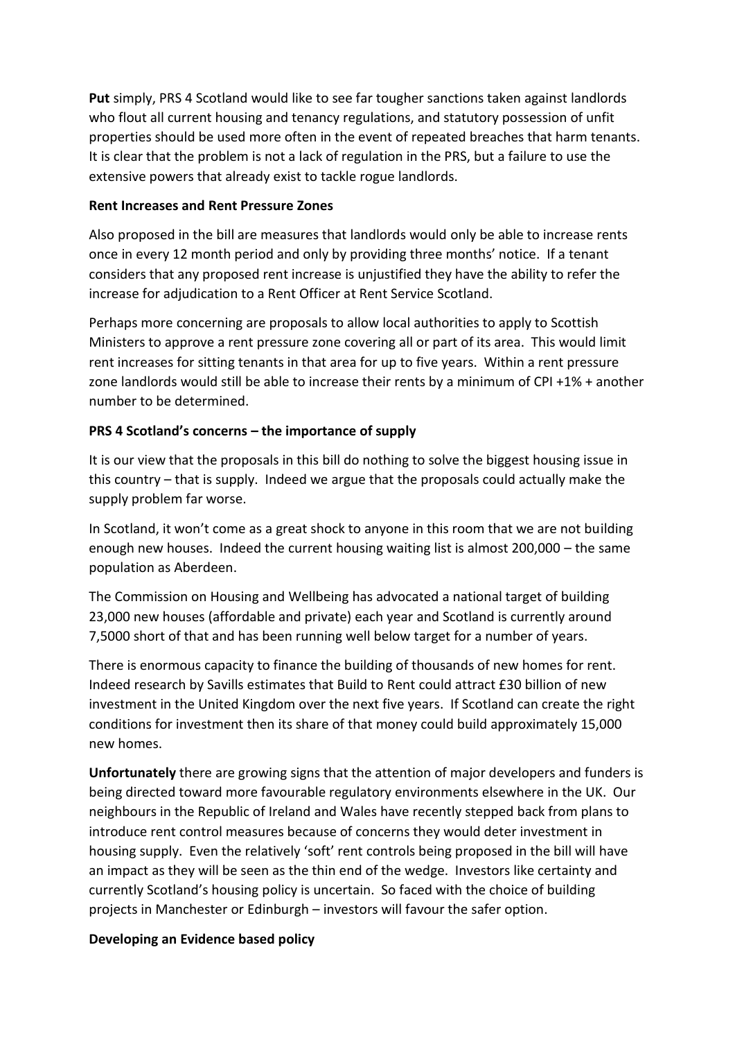**Put** simply, PRS 4 Scotland would like to see far tougher sanctions taken against landlords who flout all current housing and tenancy regulations, and statutory possession of unfit properties should be used more often in the event of repeated breaches that harm tenants. It is clear that the problem is not a lack of regulation in the PRS, but a failure to use the extensive powers that already exist to tackle rogue landlords.

**Rent Increases and Rent Pressure Zones**

Also proposed in the bill are measures that landlords would only be able to increase rents once in every 12 month period and only by providing three months' notice. If a tenant considers that any proposed rent increase is unjustified they have the ability to refer the increase for adjudication to a Rent Officer at Rent Service Scotland.

Perhaps more concerning are proposals to allow local authorities to apply to Scottish Ministers to approve a rent pressure zone covering all or part of its area. This would limit rent increases for sitting tenants in that area for up to five years. Within a rent pressure zone landlords would still be able to increase their rents by a minimum of CPI +1% + another number to be determined.

**PRS 4 Scotland's concerns – the importance of supply**

It is our view that the proposals in this bill do nothing to solve the biggest housing issue in this country – that is supply. Indeed we argue that the proposals could actually make the supply problem far worse.

In Scotland, it won't come as a great shock to anyone in this room that we are not building enough new houses. Indeed the current housing waiting list is almost 200,000 – the same population as Aberdeen.

The Commission on Housing and Wellbeing has advocated a national target of building 23,000 new houses (affordable and private) each year and Scotland is currently around 7,5000 short of that and has been running well below target for a number of years.

There is enormous capacity to finance the building of thousands of new homes for rent. Indeed research by Savills estimates that Build to Rent could attract £30 billion of new investment in the United Kingdom over the next five years. If Scotland can create the right conditions for investment then its share of that money could build approximately 15,000 new homes.

**Unfortunately** there are growing signs that the attention of major developers and funders is being directed toward more favourable regulatory environments elsewhere in the UK. Our neighbours in the Republic of Ireland and Wales have recently stepped back from plans to introduce rent control measures because of concerns they would deter investment in housing supply. Even the relatively 'soft' rent controls being proposed in the bill will have an impact as they will be seen as the thin end of the wedge. Investors like certainty and currently Scotland's housing policy is uncertain. So faced with the choice of building projects in Manchester or Edinburgh – investors will favour the safer option.

**Developing an Evidence based policy**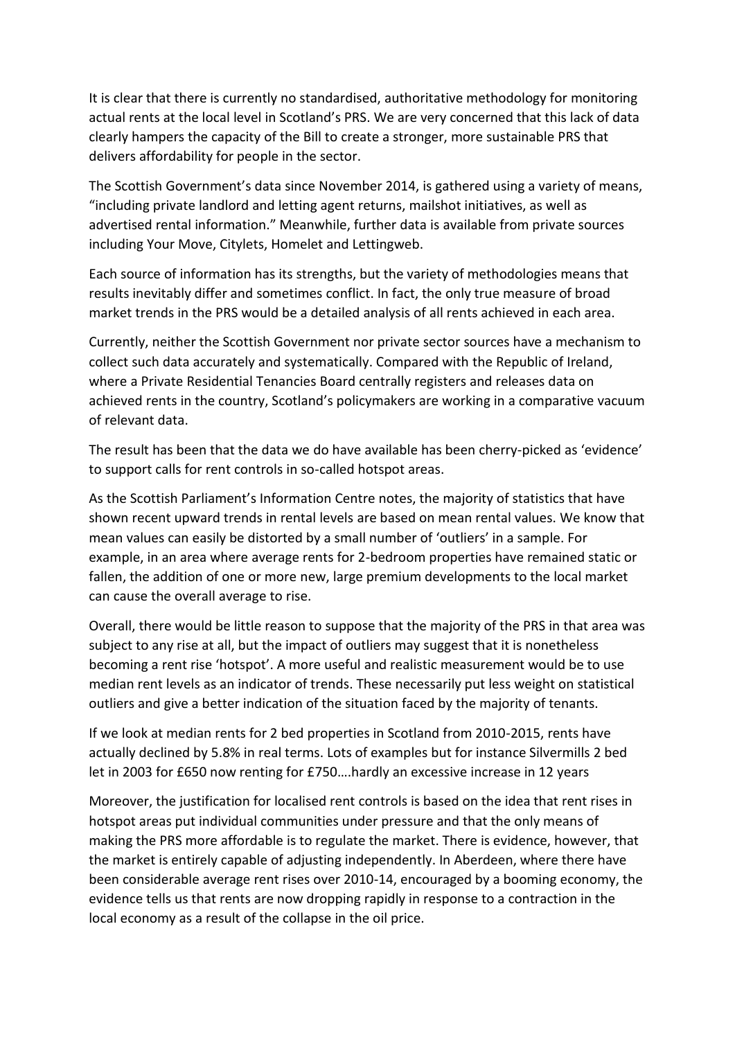It is clear that there is currently no standardised, authoritative methodology for monitoring actual rents at the local level in Scotland's PRS. We are very concerned that this lack of data clearly hampers the capacity of the Bill to create a stronger, more sustainable PRS that delivers affordability for people in the sector.

The Scottish Government's data since November 2014, is gathered using a variety of means, "including private landlord and letting agent returns, mailshot initiatives, as well as advertised rental information." Meanwhile, further data is available from private sources including Your Move, Citylets, Homelet and Lettingweb.

Each source of information has its strengths, but the variety of methodologies means that results inevitably differ and sometimes conflict. In fact, the only true measure of broad market trends in the PRS would be a detailed analysis of all rents achieved in each area.

Currently, neither the Scottish Government nor private sector sources have a mechanism to collect such data accurately and systematically. Compared with the Republic of Ireland, where a Private Residential Tenancies Board centrally registers and releases data on achieved rents in the country, Scotland's policymakers are working in a comparative vacuum of relevant data.

The result has been that the data we do have available has been cherry-picked as 'evidence' to support calls for rent controls in so-called hotspot areas.

As the Scottish Parliament's Information Centre notes, the majority of statistics that have shown recent upward trends in rental levels are based on mean rental values. We know that mean values can easily be distorted by a small number of 'outliers' in a sample. For example, in an area where average rents for 2-bedroom properties have remained static or fallen, the addition of one or more new, large premium developments to the local market can cause the overall average to rise.

Overall, there would be little reason to suppose that the majority of the PRS in that area was subject to any rise at all, but the impact of outliers may suggest that it is nonetheless becoming a rent rise 'hotspot'. A more useful and realistic measurement would be to use median rent levels as an indicator of trends. These necessarily put less weight on statistical outliers and give a better indication of the situation faced by the majority of tenants.

If we look at median rents for 2 bed properties in Scotland from 2010-2015, rents have actually declined by 5.8% in real terms. Lots of examples but for instance Silvermills 2 bed let in 2003 for £650 now renting for £750….hardly an excessive increase in 12 years

Moreover, the justification for localised rent controls is based on the idea that rent rises in hotspot areas put individual communities under pressure and that the only means of making the PRS more affordable is to regulate the market. There is evidence, however, that the market is entirely capable of adjusting independently. In Aberdeen, where there have been considerable average rent rises over 2010-14, encouraged by a booming economy, the evidence tells us that rents are now dropping rapidly in response to a contraction in the local economy as a result of the collapse in the oil price.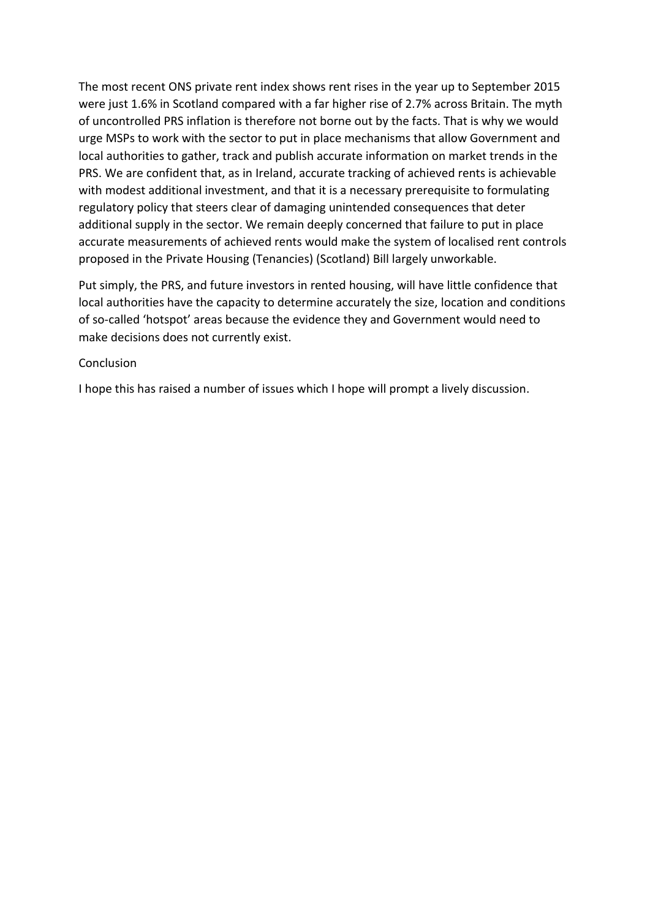The most recent ONS private rent index shows rent rises in the year up to September 2015 were just 1.6% in Scotland compared with a far higher rise of 2.7% across Britain. The myth of uncontrolled PRS inflation is therefore not borne out by the facts. That is why we would urge MSPs to work with the sector to put in place mechanisms that allow Government and local authorities to gather, track and publish accurate information on market trends in the PRS. We are confident that, as in Ireland, accurate tracking of achieved rents is achievable with modest additional investment, and that it is a necessary prerequisite to formulating regulatory policy that steers clear of damaging unintended consequences that deter additional supply in the sector. We remain deeply concerned that failure to put in place accurate measurements of achieved rents would make the system of localised rent controls proposed in the Private Housing (Tenancies) (Scotland) Bill largely unworkable.

Put simply, the PRS, and future investors in rented housing, will have little confidence that local authorities have the capacity to determine accurately the size, location and conditions of so-called 'hotspot' areas because the evidence they and Government would need to make decisions does not currently exist.

## Conclusion

I hope this has raised a number of issues which I hope will prompt a lively discussion.